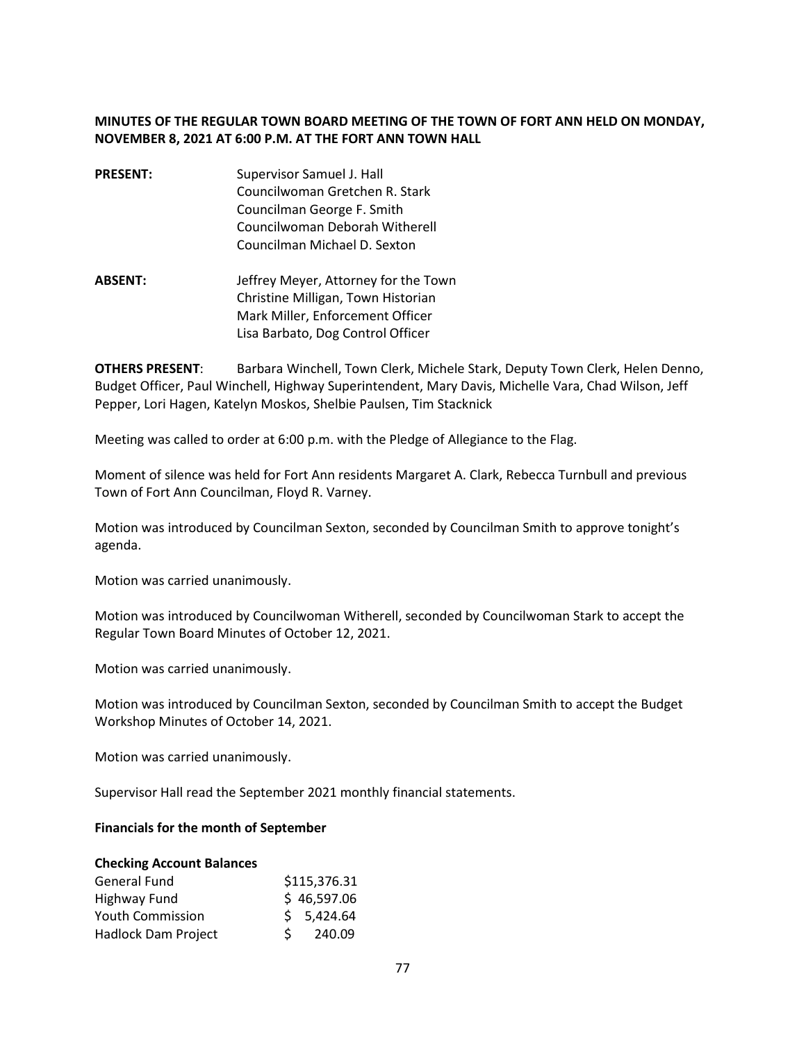**MINUTES OF THE REGULAR TOWN BOARD MEETING OF THE TOWN OF FORT ANN HELD ON MONDAY, NOVEMBER 8, 2021 AT 6:00 P.M. AT THE FORT ANN TOWN HALL**

**PRESENT:** Supervisor Samuel J. Hall
Councilwoman Gretchen R. Stark
Councilman George F. Smith
Councilwoman Deborah Witherell
Councilman Michael D. Sexton

**ABSENT:** Jeffrey Meyer, Attorney for the Town
Christine Milligan, Town Historian
Mark Miller, Enforcement Officer
Lisa Barbato, Dog Control Officer

**OTHERS PRESENT**: Barbara Winchell, Town Clerk, Michele Stark, Deputy Town Clerk, Helen Denno, Budget Officer, Paul Winchell, Highway Superintendent, Mary Davis, Michelle Vara, Chad Wilson, Jeff Pepper, Lori Hagen, Katelyn Moskos, Shelbie Paulsen, Tim Stacknick

Meeting was called to order at 6:00 p.m. with the Pledge of Allegiance to the Flag.

Moment of silence was held for Fort Ann residents Margaret A. Clark, Rebecca Turnbull and previous Town of Fort Ann Councilman, Floyd R. Varney.

Motion was introduced by Councilman Sexton, seconded by Councilman Smith to approve tonight's agenda.

Motion was carried unanimously.

Motion was introduced by Councilwoman Witherell, seconded by Councilwoman Stark to accept the Regular Town Board Minutes of October 12, 2021.

Motion was carried unanimously.

Motion was introduced by Councilman Sexton, seconded by Councilman Smith to accept the Budget Workshop Minutes of October 14, 2021.

Motion was carried unanimously.

Supervisor Hall read the September 2021 monthly financial statements.

**Financials for the month of September**

**Checking Account Balances**

| | |
|---|---|
| General Fund | $115,376.31 |
| Highway Fund | $ 46,597.06 |
| Youth Commission | $ 5,424.64 |
| Hadlock Dam Project | $ 240.09 |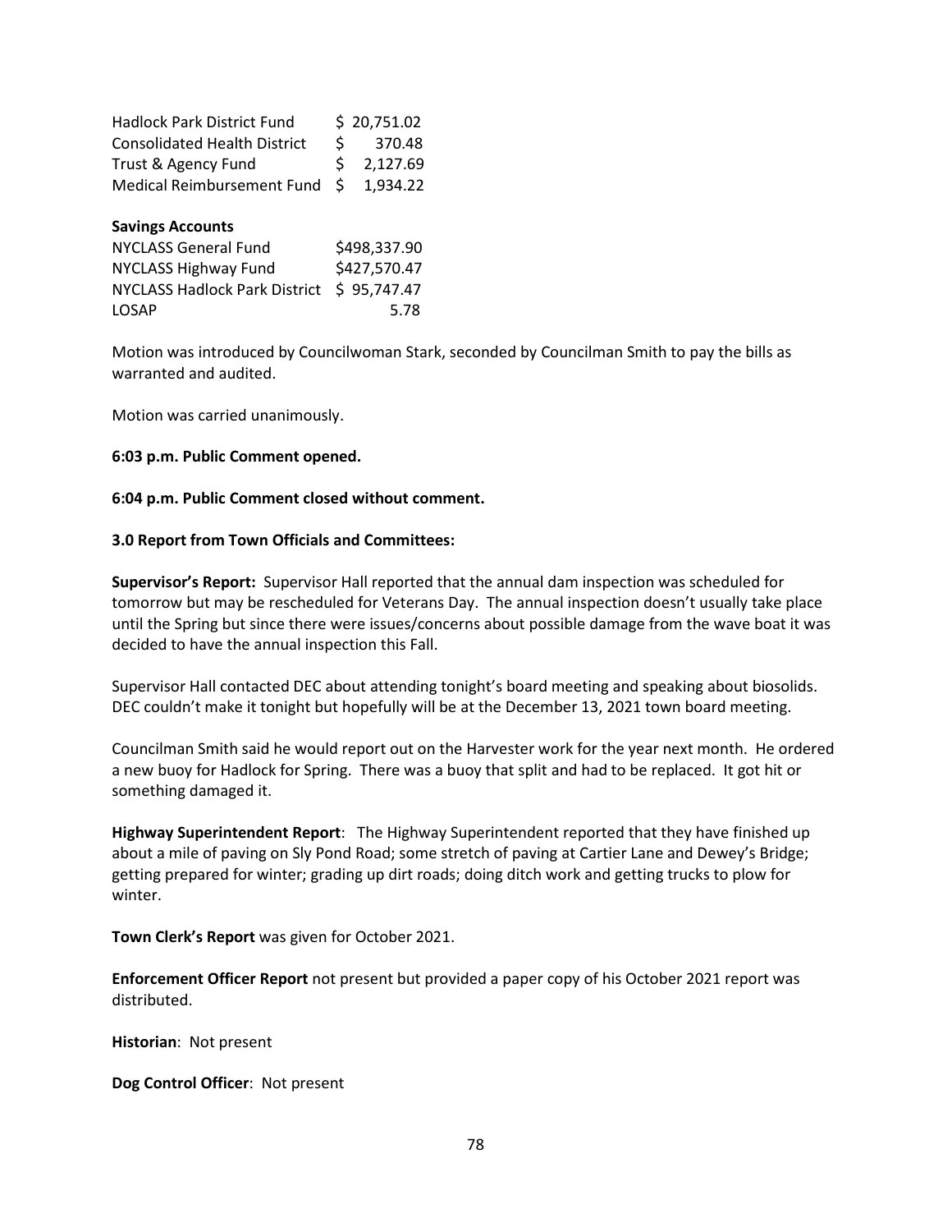| | |
|---|---|
| Hadlock Park District Fund | $ 20,751.02 |
| Consolidated Health District | $ 370.48 |
| Trust & Agency Fund | $ 2,127.69 |
| Medical Reimbursement Fund | $ 1,934.22 |

**Savings Accounts**

| | |
|---|---|
| NYCLASS General Fund | $498,337.90 |
| NYCLASS Highway Fund | $427,570.47 |
| NYCLASS Hadlock Park District | $ 95,747.47 |
| LOSAP | 5.78 |

Motion was introduced by Councilwoman Stark, seconded by Councilman Smith to pay the bills as warranted and audited.

Motion was carried unanimously.

**6:03 p.m. Public Comment opened.**

**6:04 p.m. Public Comment closed without comment.**

**3.0 Report from Town Officials and Committees:**

**Supervisor's Report:** Supervisor Hall reported that the annual dam inspection was scheduled for tomorrow but may be rescheduled for Veterans Day. The annual inspection doesn't usually take place until the Spring but since there were issues/concerns about possible damage from the wave boat it was decided to have the annual inspection this Fall.

Supervisor Hall contacted DEC about attending tonight's board meeting and speaking about biosolids. DEC couldn't make it tonight but hopefully will be at the December 13, 2021 town board meeting.

Councilman Smith said he would report out on the Harvester work for the year next month. He ordered a new buoy for Hadlock for Spring. There was a buoy that split and had to be replaced. It got hit or something damaged it.

**Highway Superintendent Report**: The Highway Superintendent reported that they have finished up about a mile of paving on Sly Pond Road; some stretch of paving at Cartier Lane and Dewey's Bridge; getting prepared for winter; grading up dirt roads; doing ditch work and getting trucks to plow for winter.

**Town Clerk's Report** was given for October 2021.

**Enforcement Officer Report** not present but provided a paper copy of his October 2021 report was distributed.

**Historian**: Not present

**Dog Control Officer**: Not present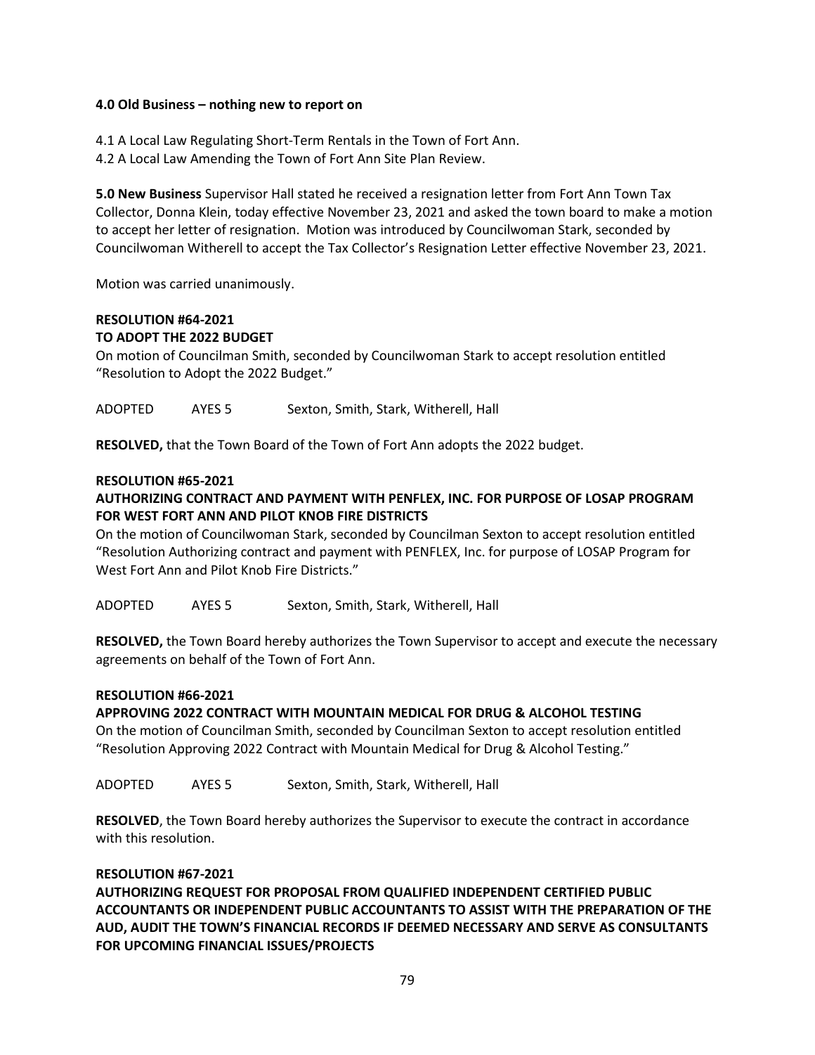**4.0 Old Business – nothing new to report on**

4.1 A Local Law Regulating Short-Term Rentals in the Town of Fort Ann.
4.2 A Local Law Amending the Town of Fort Ann Site Plan Review.

**5.0 New Business** Supervisor Hall stated he received a resignation letter from Fort Ann Town Tax Collector, Donna Klein, today effective November 23, 2021 and asked the town board to make a motion to accept her letter of resignation. Motion was introduced by Councilwoman Stark, seconded by Councilwoman Witherell to accept the Tax Collector's Resignation Letter effective November 23, 2021.

Motion was carried unanimously.

**RESOLUTION #64-2021**
**TO ADOPT THE 2022 BUDGET**
On motion of Councilman Smith, seconded by Councilwoman Stark to accept resolution entitled "Resolution to Adopt the 2022 Budget."

ADOPTED AYES 5 Sexton, Smith, Stark, Witherell, Hall

**RESOLVED,** that the Town Board of the Town of Fort Ann adopts the 2022 budget.

**RESOLUTION #65-2021**
**AUTHORIZING CONTRACT AND PAYMENT WITH PENFLEX, INC. FOR PURPOSE OF LOSAP PROGRAM FOR WEST FORT ANN AND PILOT KNOB FIRE DISTRICTS**
On the motion of Councilwoman Stark, seconded by Councilman Sexton to accept resolution entitled "Resolution Authorizing contract and payment with PENFLEX, Inc. for purpose of LOSAP Program for West Fort Ann and Pilot Knob Fire Districts."

ADOPTED AYES 5 Sexton, Smith, Stark, Witherell, Hall

**RESOLVED,** the Town Board hereby authorizes the Town Supervisor to accept and execute the necessary agreements on behalf of the Town of Fort Ann.

**RESOLUTION #66-2021**
**APPROVING 2022 CONTRACT WITH MOUNTAIN MEDICAL FOR DRUG & ALCOHOL TESTING**
On the motion of Councilman Smith, seconded by Councilman Sexton to accept resolution entitled "Resolution Approving 2022 Contract with Mountain Medical for Drug & Alcohol Testing."

ADOPTED AYES 5 Sexton, Smith, Stark, Witherell, Hall

**RESOLVED**, the Town Board hereby authorizes the Supervisor to execute the contract in accordance with this resolution.

**RESOLUTION #67-2021**
**AUTHORIZING REQUEST FOR PROPOSAL FROM QUALIFIED INDEPENDENT CERTIFIED PUBLIC ACCOUNTANTS OR INDEPENDENT PUBLIC ACCOUNTANTS TO ASSIST WITH THE PREPARATION OF THE AUD, AUDIT THE TOWN'S FINANCIAL RECORDS IF DEEMED NECESSARY AND SERVE AS CONSULTANTS FOR UPCOMING FINANCIAL ISSUES/PROJECTS**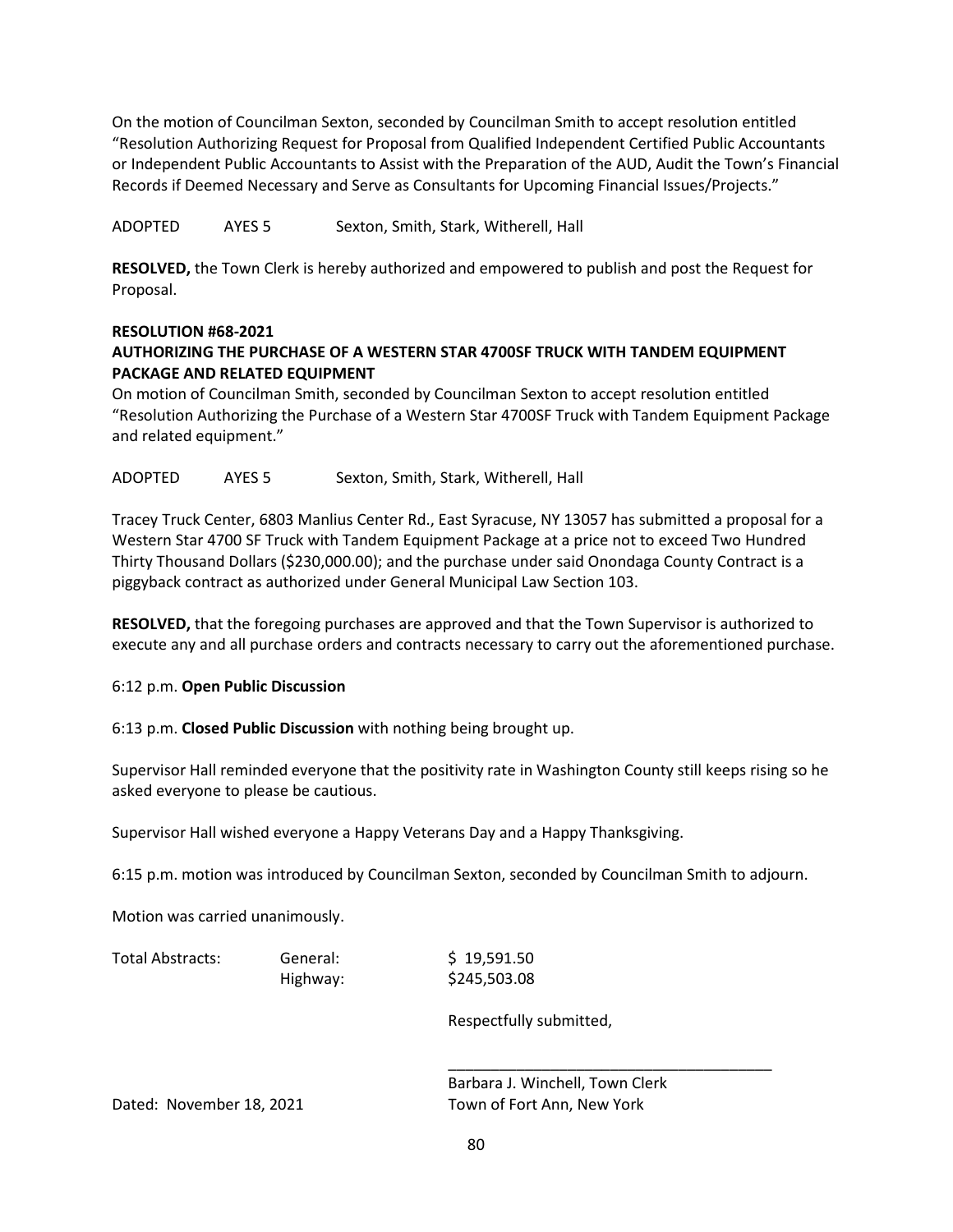On the motion of Councilman Sexton, seconded by Councilman Smith to accept resolution entitled "Resolution Authorizing Request for Proposal from Qualified Independent Certified Public Accountants or Independent Public Accountants to Assist with the Preparation of the AUD, Audit the Town's Financial Records if Deemed Necessary and Serve as Consultants for Upcoming Financial Issues/Projects."

ADOPTED AYES 5 Sexton, Smith, Stark, Witherell, Hall

**RESOLVED,** the Town Clerk is hereby authorized and empowered to publish and post the Request for Proposal.

**RESOLUTION #68-2021**
**AUTHORIZING THE PURCHASE OF A WESTERN STAR 4700SF TRUCK WITH TANDEM EQUIPMENT PACKAGE AND RELATED EQUIPMENT**

On motion of Councilman Smith, seconded by Councilman Sexton to accept resolution entitled "Resolution Authorizing the Purchase of a Western Star 4700SF Truck with Tandem Equipment Package and related equipment."

ADOPTED AYES 5 Sexton, Smith, Stark, Witherell, Hall

Tracey Truck Center, 6803 Manlius Center Rd., East Syracuse, NY 13057 has submitted a proposal for a Western Star 4700 SF Truck with Tandem Equipment Package at a price not to exceed Two Hundred Thirty Thousand Dollars ($230,000.00); and the purchase under said Onondaga County Contract is a piggyback contract as authorized under General Municipal Law Section 103.

**RESOLVED,** that the foregoing purchases are approved and that the Town Supervisor is authorized to execute any and all purchase orders and contracts necessary to carry out the aforementioned purchase.

6:12 p.m. **Open Public Discussion**

6:13 p.m. **Closed Public Discussion** with nothing being brought up.

Supervisor Hall reminded everyone that the positivity rate in Washington County still keeps rising so he asked everyone to please be cautious.

Supervisor Hall wished everyone a Happy Veterans Day and a Happy Thanksgiving.

6:15 p.m. motion was introduced by Councilman Sexton, seconded by Councilman Smith to adjourn.

Motion was carried unanimously.

| | | |
|---|---|---|
| Total Abstracts: | General: | $ 19,591.50 |
| | Highway: | $245,503.08 |

Respectfully submitted,

\_\_\_\_\_\_\_\_\_\_\_\_\_\_\_\_\_\_\_\_\_\_\_\_\_\_\_\_\_\_\_\_\_\_\_\_\_\_

Barbara J. Winchell, Town Clerk
Town of Fort Ann, New York

Dated: November 18, 2021